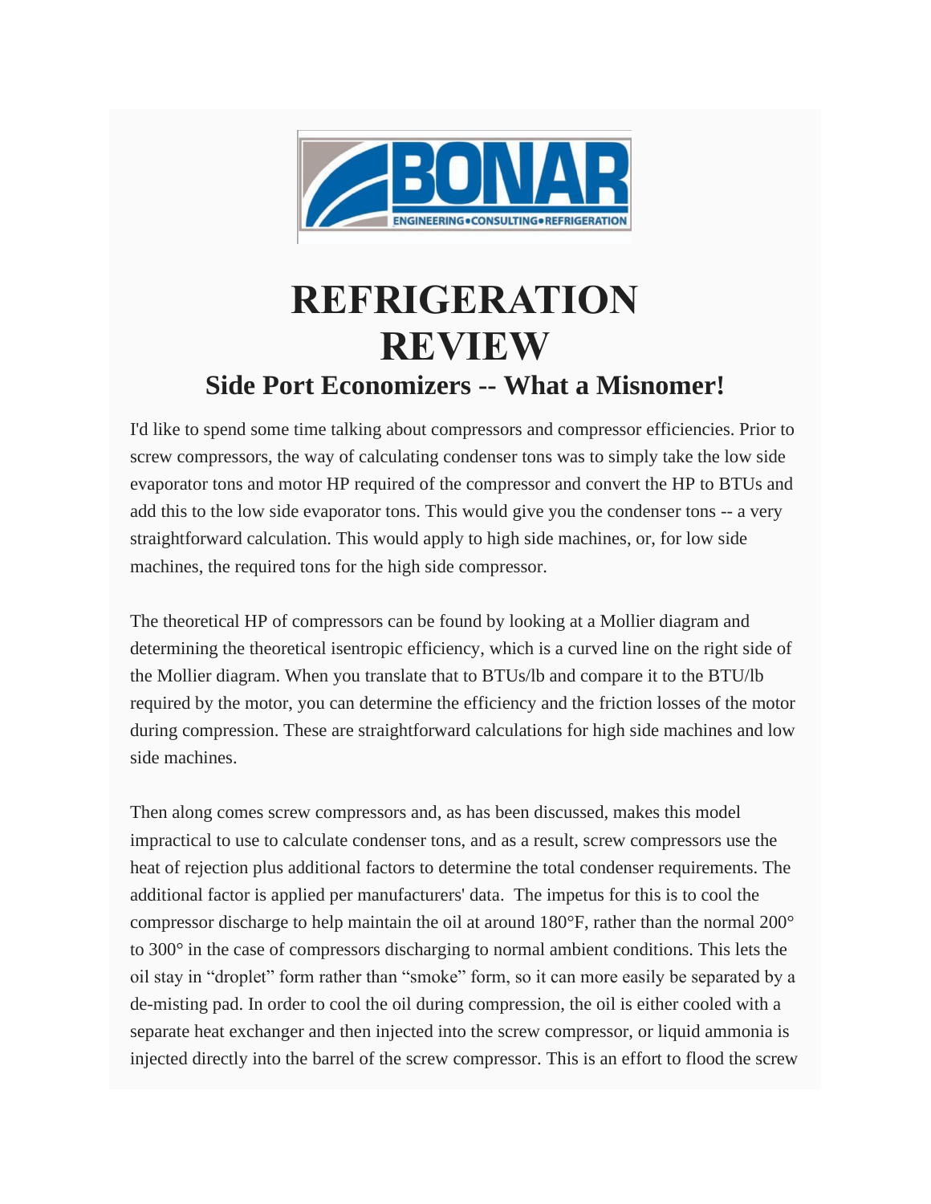# REFRIGERATION REVIEW

## Side Port Economizers -- What a Misnomer!

I'd like to spend some time talking about compressors and compressor efficiencies. Prior to screw compressors, the way of calculating condenser tons was to simply take the low side evaporator tons and motor HP required of the compressor and convert the HP to BTUs and add this to the low side evaporator tons. This would give you the condenser tons -- a very straightforward calculation. This would apply to high side machines, or, for low side machines, the required tons for the high side compressor.

The theoretical HP of compressors can be found by looking at a Mollier diagram and determining the theoretical isentropic efficiency, which is a curved line on the right side of the Mollier diagram. When you translate that to BTUs/lb and compare it to the BTU/lb required by the motor, you can determine the efficiency and the friction losses of the motor during compression. These are straightforward calculations for high side machines and low side machines.

Then along comes screw compressors and, as has been discussed, makes this model impractical to use to calculate condenser tons, and as a result, screw compressors use the heat of rejection plus additional factors to determine the total condenser requirements. The additional factor is applied per manufacturers' data. The impetus for this is to cool the compressor discharge to help maintain the oil at around 180°F, rather than the normal 200° to 300° in the case of compressors discharging to normal ambient conditions. This lets the oil stay in "droplet" form rather than "smoke" form, so it can more easily be separated by a de-misting pad. In order to cool the oil during compression, the oil is either cooled with a separate heat exchanger and then injected into the screw compressor, or liquid ammonia is injected directly into the barrel of the screw compressor. This is an effort to flood the screw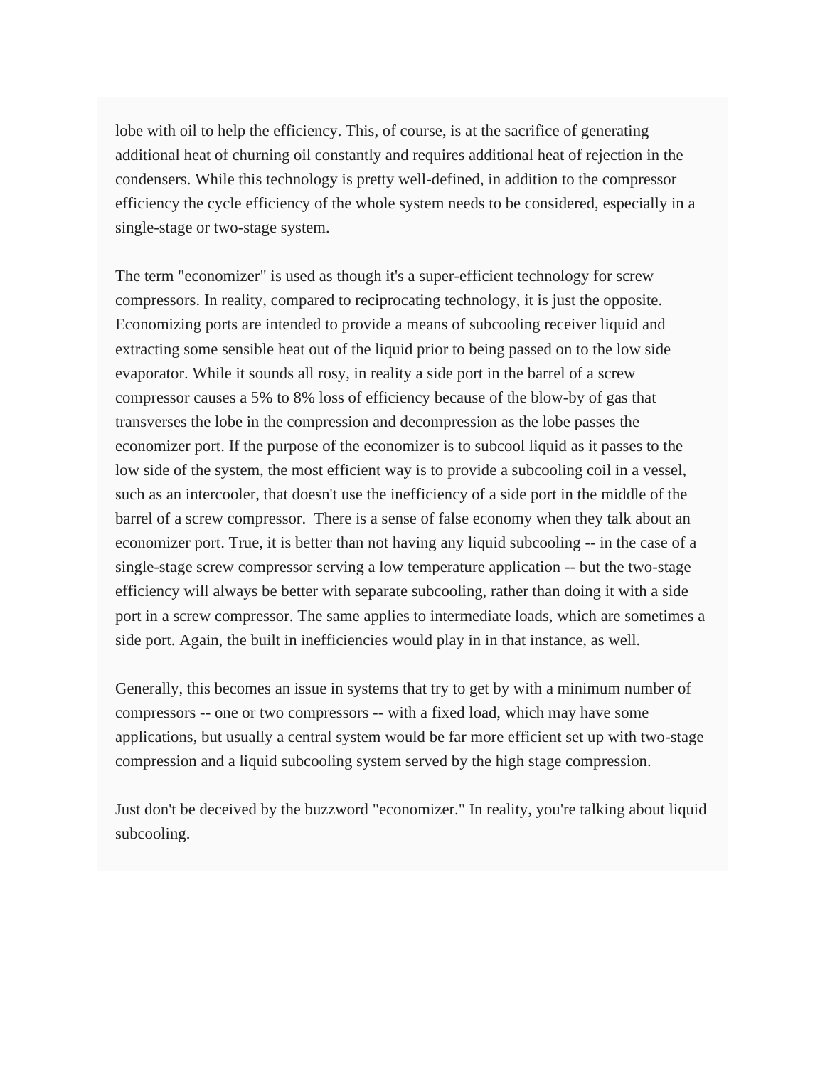lobe with oil to help the efficiency. This, of course, is at the sacrifice of generating additional heat of churning oil constantly and requires additional heat of rejection in the condensers. While this technology is pretty well-defined, in addition to the compressor efficiency the cycle efficiency of the whole system needs to be considered, especially in a single-stage or two-stage system.

The term "economizer" is used as though it's a super-efficient technology for screw compressors. In reality, compared to reciprocating technology, it is just the opposite. Economizing ports are intended to provide a means of subcooling receiver liquid and extracting some sensible heat out of the liquid prior to being passed on to the low side evaporator. While it sounds all rosy, in reality a side port in the barrel of a screw compressor causes a 5% to 8% loss of efficiency because of the blow-by of gas that transverses the lobe in the compression and decompression as the lobe passes the economizer port. If the purpose of the economizer is to subcool liquid as it passes to the low side of the system, the most efficient way is to provide a subcooling coil in a vessel, such as an intercooler, that doesn't use the inefficiency of a side port in the middle of the barrel of a screw compressor.  There is a sense of false economy when they talk about an economizer port. True, it is better than not having any liquid subcooling -- in the case of a single-stage screw compressor serving a low temperature application -- but the two-stage efficiency will always be better with separate subcooling, rather than doing it with a side port in a screw compressor. The same applies to intermediate loads, which are sometimes a side port. Again, the built in inefficiencies would play in in that instance, as well.

Generally, this becomes an issue in systems that try to get by with a minimum number of compressors -- one or two compressors -- with a fixed load, which may have some applications, but usually a central system would be far more efficient set up with two-stage compression and a liquid subcooling system served by the high stage compression.

Just don't be deceived by the buzzword "economizer." In reality, you're talking about liquid subcooling.